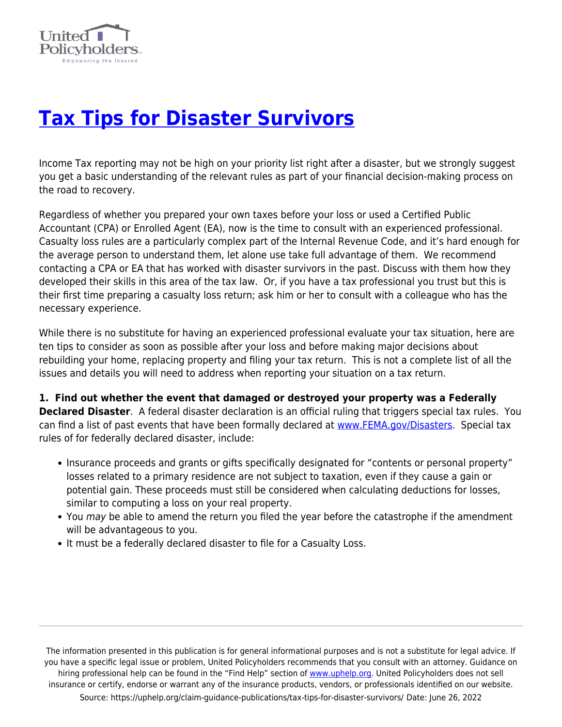# [Tax Tips for Disaster Survivors](https://uphelp.org/claim-guidance-publications/tax-tips-for-disaster-survivors/)

Income Tax reporting may not be high on your priority list right after a disaster, but we strongly suggest you get a basic understanding of the relevant rules as part of your financial decision-making process on the road to recovery.

Regardless of whether you prepared your own taxes before your loss or used a Certified Public Accountant (CPA) or Enrolled Agent (EA), now is the time to consult with an experienced professional. Casualty loss rules are a particularly complex part of the Internal Revenue Code, and it's hard enough for the average person to understand them, let alone use take full advantage of them. We recommend contacting a CPA or EA that has worked with disaster survivors in the past. Discuss with them how they developed their skills in this area of the tax law. Or, if you have a tax professional you trust but this is their first time preparing a casualty loss return; ask him or her to consult with a colleague who has the necessary experience.

While there is no substitute for having an experienced professional evaluate your tax situation, here are ten tips to consider as soon as possible after your loss and before making major decisions about rebuilding your home, replacing property and filing your tax return. This is not a complete list of all the issues and details you will need to address when reporting your situation on a tax return.

**1. Find out whether the event that damaged or destroyed your property was a Federally Declared Disaster**. A federal disaster declaration is an official ruling that triggers special tax rules. You can find a list of past events that have been formally declared at [www.FEMA.gov/Disasters](http://www.FEMA.gov/Disasters). Special tax rules of for federally declared disaster, include:

- Insurance proceeds and grants or gifts specifically designated for "contents or personal property" losses related to a primary residence are not subject to taxation, even if they cause a gain or potential gain. These proceeds must still be considered when calculating deductions for losses, similar to computing a loss on your real property.
- You *may* be able to amend the return you filed the year before the catastrophe if the amendment will be advantageous to you.
- It must be a federally declared disaster to file for a Casualty Loss.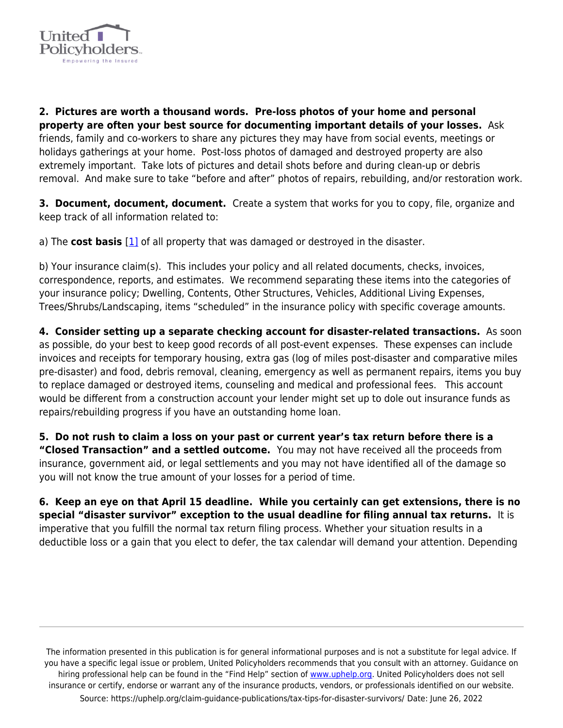**2. Pictures are worth a thousand words. Pre-loss photos of your home and personal property are often your best source for documenting important details of your losses.** Ask friends, family and co-workers to share any pictures they may have from social events, meetings or holidays gatherings at your home. Post-loss photos of damaged and destroyed property are also extremely important. Take lots of pictures and detail shots before and during clean-up or debris removal. And make sure to take "before and after" photos of repairs, rebuilding, and/or restoration work.

**3. Document, document, document.** Create a system that works for you to copy, file, organize and keep track of all information related to:

a) The **cost basis** [1] of all property that was damaged or destroyed in the disaster.

b) Your insurance claim(s). This includes your policy and all related documents, checks, invoices, correspondence, reports, and estimates. We recommend separating these items into the categories of your insurance policy; Dwelling, Contents, Other Structures, Vehicles, Additional Living Expenses, Trees/Shrubs/Landscaping, items "scheduled" in the insurance policy with specific coverage amounts.

**4. Consider setting up a separate checking account for disaster-related transactions.** As soon as possible, do your best to keep good records of all post-event expenses. These expenses can include invoices and receipts for temporary housing, extra gas (log of miles post-disaster and comparative miles pre-disaster) and food, debris removal, cleaning, emergency as well as permanent repairs, items you buy to replace damaged or destroyed items, counseling and medical and professional fees. This account would be different from a construction account your lender might set up to dole out insurance funds as repairs/rebuilding progress if you have an outstanding home loan.

**5. Do not rush to claim a loss on your past or current year's tax return before there is a "Closed Transaction" and a settled outcome.** You may not have received all the proceeds from insurance, government aid, or legal settlements and you may not have identified all of the damage so you will not know the true amount of your losses for a period of time.

**6. Keep an eye on that April 15 deadline. While you certainly can get extensions, there is no special "disaster survivor" exception to the usual deadline for filing annual tax returns.** It is imperative that you fulfill the normal tax return filing process. Whether your situation results in a deductible loss or a gain that you elect to defer, the tax calendar will demand your attention. Depending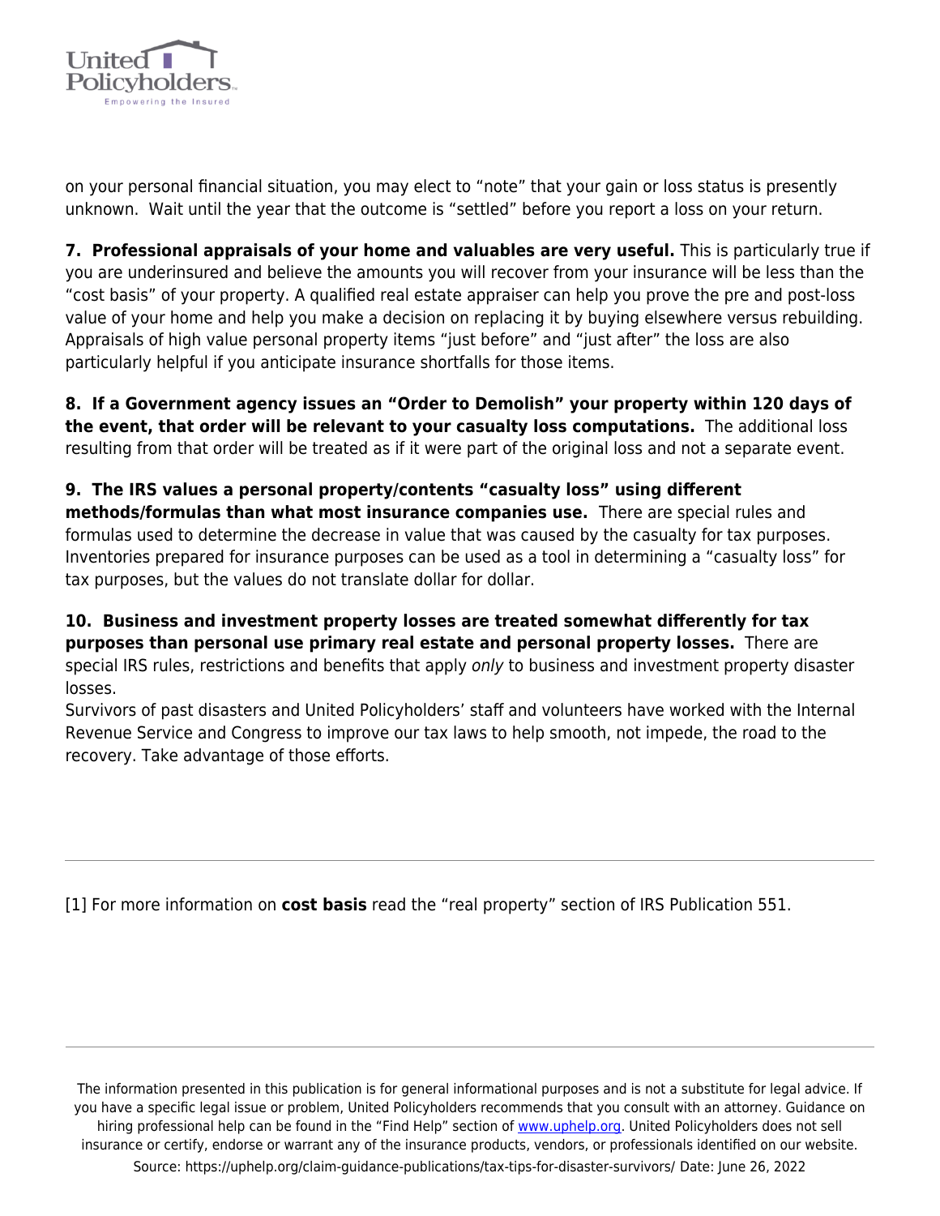on your personal financial situation, you may elect to "note" that your gain or loss status is presently unknown. Wait until the year that the outcome is "settled" before you report a loss on your return.

**7. Professional appraisals of your home and valuables are very useful.** This is particularly true if you are underinsured and believe the amounts you will recover from your insurance will be less than the "cost basis" of your property. A qualified real estate appraiser can help you prove the pre and post-loss value of your home and help you make a decision on replacing it by buying elsewhere versus rebuilding. Appraisals of high value personal property items "just before" and "just after" the loss are also particularly helpful if you anticipate insurance shortfalls for those items.

**8. If a Government agency issues an "Order to Demolish" your property within 120 days of the event, that order will be relevant to your casualty loss computations.** The additional loss resulting from that order will be treated as if it were part of the original loss and not a separate event.

**9. The IRS values a personal property/contents "casualty loss" using different methods/formulas than what most insurance companies use.** There are special rules and formulas used to determine the decrease in value that was caused by the casualty for tax purposes. Inventories prepared for insurance purposes can be used as a tool in determining a "casualty loss" for tax purposes, but the values do not translate dollar for dollar.

**10. Business and investment property losses are treated somewhat differently for tax purposes than personal use primary real estate and personal property losses.** There are special IRS rules, restrictions and benefits that apply *only* to business and investment property disaster losses.

Survivors of past disasters and United Policyholders' staff and volunteers have worked with the Internal Revenue Service and Congress to improve our tax laws to help smooth, not impede, the road to the recovery. Take advantage of those efforts.

---

[1] For more information on **cost basis** read the "real property" section of IRS Publication 551.

---

The information presented in this publication is for general informational purposes and is not a substitute for legal advice. If you have a specific legal issue or problem, United Policyholders recommends that you consult with an attorney. Guidance on hiring professional help can be found in the "Find Help" section of www.uphelp.org. United Policyholders does not sell insurance or certify, endorse or warrant any of the insurance products, vendors, or professionals identified on our website.

Source: https://uphelp.org/claim-guidance-publications/tax-tips-for-disaster-survivors/ Date: June 26, 2022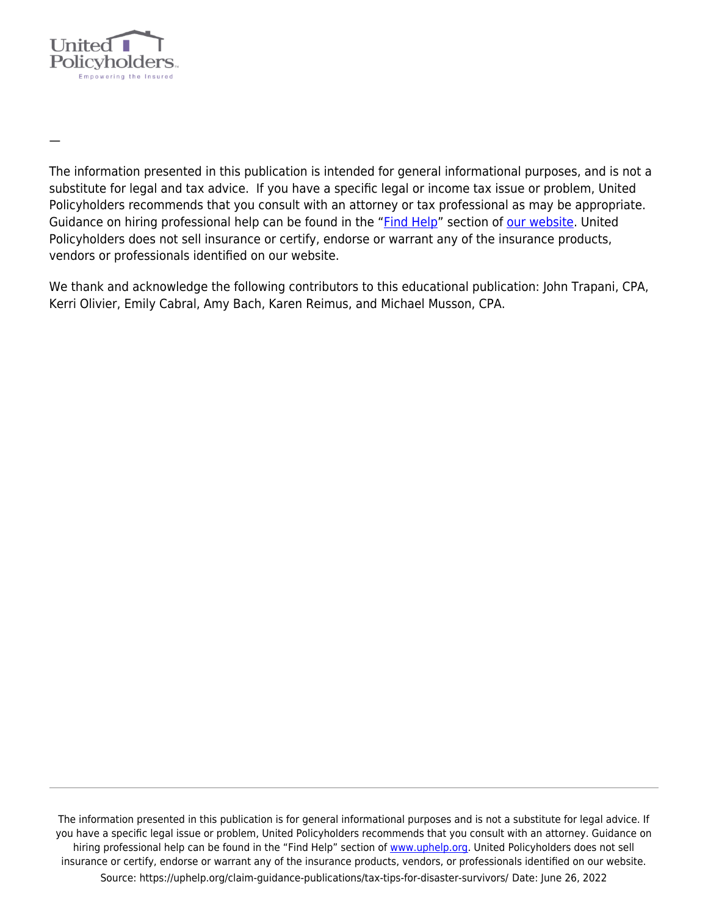—

The information presented in this publication is intended for general informational purposes, and is not a substitute for legal and tax advice. If you have a specific legal or income tax issue or problem, United Policyholders recommends that you consult with an attorney or tax professional as may be appropriate. Guidance on hiring professional help can be found in the "Find Help" section of our website. United Policyholders does not sell insurance or certify, endorse or warrant any of the insurance products, vendors or professionals identified on our website.

We thank and acknowledge the following contributors to this educational publication: John Trapani, CPA, Kerri Olivier, Emily Cabral, Amy Bach, Karen Reimus, and Michael Musson, CPA.